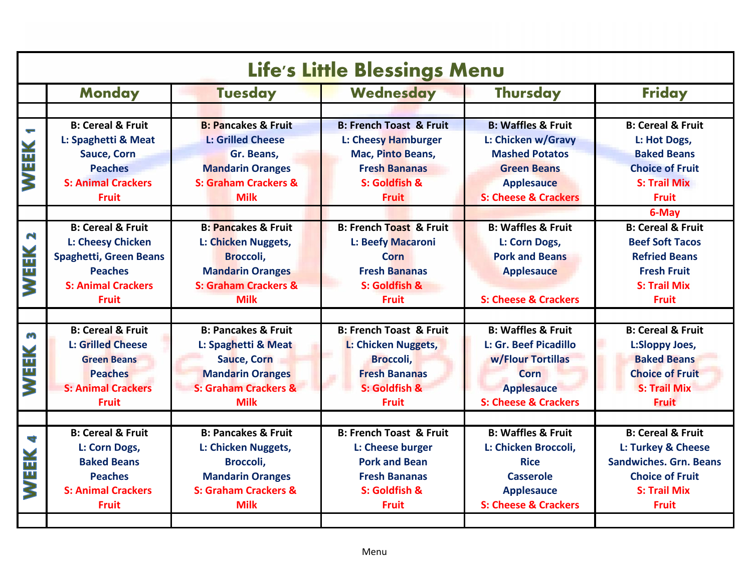# Life's Little Blessings Menu

| | Monday | Tuesday | Wednesday | Thursday | Friday |
|---|---|---|---|---|---|
| WEEK 1 | B: Cereal & Fruit<br>L: Spaghetti & Meat Sauce, Corn<br>Peaches<br>S: Animal Crackers Fruit | B: Pancakes & Fruit<br>L: Grilled Cheese<br>Gr. Beans,<br>Mandarin Oranges<br>S: Graham Crackers & Milk | B: French Toast & Fruit<br>L: Cheesy Hamburger Mac, Pinto Beans,<br>Fresh Bananas<br>S: Goldfish & Fruit | B: Waffles & Fruit<br>L: Chicken w/Gravy<br>Mashed Potatos<br>Green Beans<br>Applesauce<br>S: Cheese & Crackers | B: Cereal & Fruit<br>L: Hot Dogs,<br>Baked Beans<br>Choice of Fruit<br>S: Trail Mix Fruit |
| | | | | | 6-May |
| WEEK 2 | B: Cereal & Fruit<br>L: Cheesy Chicken Spaghetti, Green Beans<br>Peaches<br>S: Animal Crackers Fruit | B: Pancakes & Fruit<br>L: Chicken Nuggets,<br>Broccoli,<br>Mandarin Oranges<br>S: Graham Crackers & Milk | B: French Toast & Fruit<br>L: Beefy Macaroni<br>Corn<br>Fresh Bananas<br>S: Goldfish & Fruit | B: Waffles & Fruit<br>L: Corn Dogs,<br>Pork and Beans<br>Applesauce<br>S: Cheese & Crackers | B: Cereal & Fruit<br>Beef Soft Tacos<br>Refried Beans<br>Fresh Fruit<br>S: Trail Mix Fruit |
| WEEK 3 | B: Cereal & Fruit<br>L: Grilled Cheese<br>Green Beans<br>Peaches<br>S: Animal Crackers Fruit | B: Pancakes & Fruit<br>L: Spaghetti & Meat Sauce, Corn<br>Mandarin Oranges<br>S: Graham Crackers & Milk | B: French Toast & Fruit<br>L: Chicken Nuggets,<br>Broccoli,<br>Fresh Bananas<br>S: Goldfish & Fruit | B: Waffles & Fruit<br>L: Gr. Beef Picadillo w/Flour Tortillas<br>Corn<br>Applesauce<br>S: Cheese & Crackers | B: Cereal & Fruit<br>L:Sloppy Joes,<br>Baked Beans<br>Choice of Fruit<br>S: Trail Mix Fruit |
| WEEK 4 | B: Cereal & Fruit<br>L: Corn Dogs,<br>Baked Beans<br>Peaches<br>S: Animal Crackers Fruit | B: Pancakes & Fruit<br>L: Chicken Nuggets,<br>Broccoli,<br>Mandarin Oranges<br>S: Graham Crackers & Milk | B: French Toast & Fruit<br>L: Cheese burger<br>Pork and Bean<br>Fresh Bananas<br>S: Goldfish & Fruit | B: Waffles & Fruit<br>L: Chicken Broccoli, Rice<br>Casserole<br>Applesauce<br>S: Cheese & Crackers | B: Cereal & Fruit<br>L: Turkey & Cheese Sandwiches. Grn. Beans<br>Choice of Fruit<br>S: Trail Mix Fruit |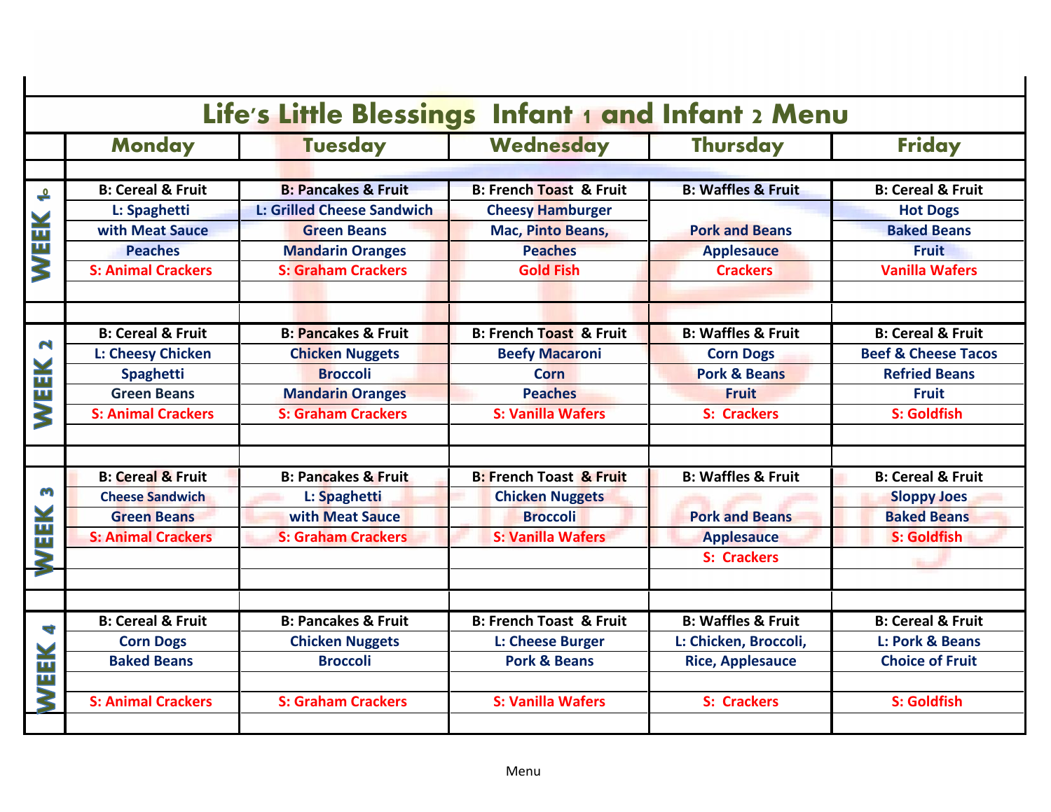# Life's Little Blessings Infant 1 and Infant 2 Menu

| | Monday | Tuesday | Wednesday | Thursday | Friday |
|---|---|---|---|---|---|
| **WEEK 1** | B: Cereal & Fruit | B: Pancakes & Fruit | B: French Toast & Fruit | B: Waffles & Fruit | B: Cereal & Fruit |
| | L: Spaghetti | L: Grilled Cheese Sandwich | Cheesy Hamburger | | Hot Dogs |
| | with Meat Sauce | Green Beans | Mac, Pinto Beans, | Pork and Beans | Baked Beans |
| | Peaches | Mandarin Oranges | Peaches | Applesauce | Fruit |
| | S: Animal Crackers | S: Graham Crackers | Gold Fish | Crackers | Vanilla Wafers |
| **WEEK 2** | B: Cereal & Fruit | B: Pancakes & Fruit | B: French Toast & Fruit | B: Waffles & Fruit | B: Cereal & Fruit |
| | L: Cheesy Chicken | Chicken Nuggets | Beefy Macaroni | Corn Dogs | Beef & Cheese Tacos |
| | Spaghetti | Broccoli | Corn | Pork & Beans | Refried Beans |
| | Green Beans | Mandarin Oranges | Peaches | Fruit | Fruit |
| | S: Animal Crackers | S: Graham Crackers | S: Vanilla Wafers | S: Crackers | S: Goldfish |
| **WEEK 3** | B: Cereal & Fruit | B: Pancakes & Fruit | B: French Toast & Fruit | B: Waffles & Fruit | B: Cereal & Fruit |
| | Cheese Sandwich | L: Spaghetti | Chicken Nuggets | | Sloppy Joes |
| | Green Beans | with Meat Sauce | Broccoli | Pork and Beans | Baked Beans |
| | S: Animal Crackers | S: Graham Crackers | S: Vanilla Wafers | Applesauce | S: Goldfish |
| | | | | S: Crackers | |
| **WEEK 4** | B: Cereal & Fruit | B: Pancakes & Fruit | B: French Toast & Fruit | B: Waffles & Fruit | B: Cereal & Fruit |
| | Corn Dogs | Chicken Nuggets | L: Cheese Burger | L: Chicken, Broccoli, | L: Pork & Beans |
| | Baked Beans | Broccoli | Pork & Beans | Rice, Applesauce | Choice of Fruit |
| | S: Animal Crackers | S: Graham Crackers | S: Vanilla Wafers | S: Crackers | S: Goldfish |

Menu